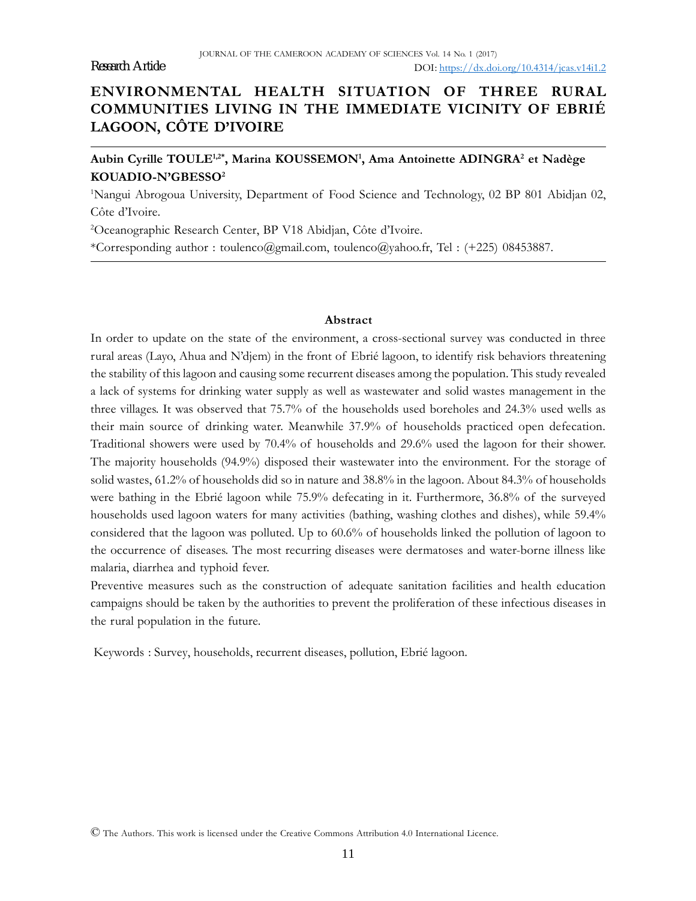Research Article

DOI: https://dx.doi.org/10.4314/jcas.v14i1.2

# ENVIRONMENTAL HEALTH SITUATION OF THREE RURAL COMMUNITIES LIVING IN THE IMMEDIATE VICINITY OF EBRIÉ LAGOON, CÔTE D'IVOIRE

**Aubin Cyrille TOULE[1,2*], Marina KOUSSEMON[1], Ama Antoinette ADINGRA[2] et Nadège KOUADIO-N'GBESSO[2]**

[1]Nangui Abrogoua University, Department of Food Science and Technology, 02 BP 801 Abidjan 02, Côte d'Ivoire.

[2]Oceanographic Research Center, BP V18 Abidjan, Côte d'Ivoire.

*Corresponding author : toulenco@gmail.com, toulenco@yahoo.fr, Tel : (+225) 08453887.

## Abstract

In order to update on the state of the environment, a cross-sectional survey was conducted in three rural areas (Layo, Ahua and N'djem) in the front of Ebrié lagoon, to identify risk behaviors threatening the stability of this lagoon and causing some recurrent diseases among the population. This study revealed a lack of systems for drinking water supply as well as wastewater and solid wastes management in the three villages. It was observed that 75.7% of the households used boreholes and 24.3% used wells as their main source of drinking water. Meanwhile 37.9% of households practiced open defecation. Traditional showers were used by 70.4% of households and 29.6% used the lagoon for their shower. The majority households (94.9%) disposed their wastewater into the environment. For the storage of solid wastes, 61.2% of households did so in nature and 38.8% in the lagoon. About 84.3% of households were bathing in the Ebrié lagoon while 75.9% defecating in it. Furthermore, 36.8% of the surveyed households used lagoon waters for many activities (bathing, washing clothes and dishes), while 59.4% considered that the lagoon was polluted. Up to 60.6% of households linked the pollution of lagoon to the occurrence of diseases. The most recurring diseases were dermatoses and water-borne illness like malaria, diarrhea and typhoid fever.

Preventive measures such as the construction of adequate sanitation facilities and health education campaigns should be taken by the authorities to prevent the proliferation of these infectious diseases in the rural population in the future.

Keywords : Survey, households, recurrent diseases, pollution, Ebrié lagoon.

© The Authors. This work is licensed under the Creative Commons Attribution 4.0 International Licence.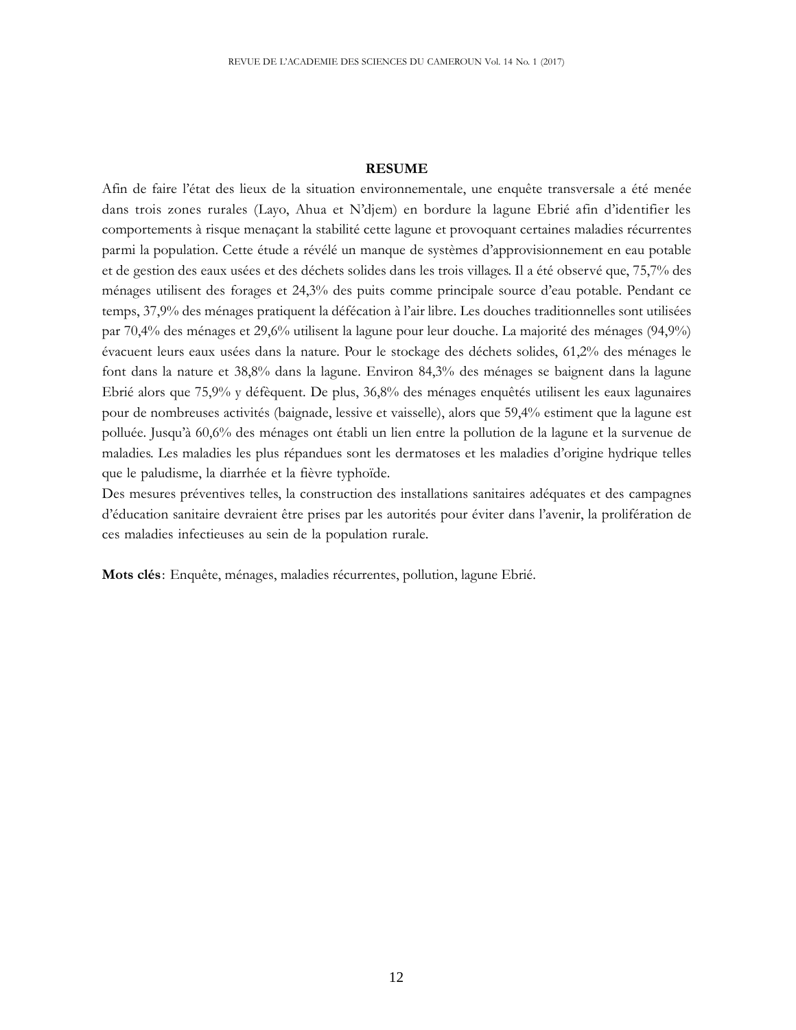## RESUME

Afin de faire l'état des lieux de la situation environnementale, une enquête transversale a été menée dans trois zones rurales (Layo, Ahua et N'djem) en bordure la lagune Ebrié afin d'identifier les comportements à risque menaçant la stabilité cette lagune et provoquant certaines maladies récurrentes parmi la population. Cette étude a révélé un manque de systèmes d'approvisionnement en eau potable et de gestion des eaux usées et des déchets solides dans les trois villages. Il a été observé que, 75,7% des ménages utilisent des forages et 24,3% des puits comme principale source d'eau potable. Pendant ce temps, 37,9% des ménages pratiquent la défécation à l'air libre. Les douches traditionnelles sont utilisées par 70,4% des ménages et 29,6% utilisent la lagune pour leur douche. La majorité des ménages (94,9%) évacuent leurs eaux usées dans la nature. Pour le stockage des déchets solides, 61,2% des ménages le font dans la nature et 38,8% dans la lagune. Environ 84,3% des ménages se baignent dans la lagune Ebrié alors que 75,9% y défèquent. De plus, 36,8% des ménages enquêtés utilisent les eaux lagunaires pour de nombreuses activités (baignade, lessive et vaisselle), alors que 59,4% estiment que la lagune est polluée. Jusqu'à 60,6% des ménages ont établi un lien entre la pollution de la lagune et la survenue de maladies. Les maladies les plus répandues sont les dermatoses et les maladies d'origine hydrique telles que le paludisme, la diarrhée et la fièvre typhoïde.

Des mesures préventives telles, la construction des installations sanitaires adéquates et des campagnes d'éducation sanitaire devraient être prises par les autorités pour éviter dans l'avenir, la prolifération de ces maladies infectieuses au sein de la population rurale.

**Mots clés**: Enquête, ménages, maladies récurrentes, pollution, lagune Ebrié.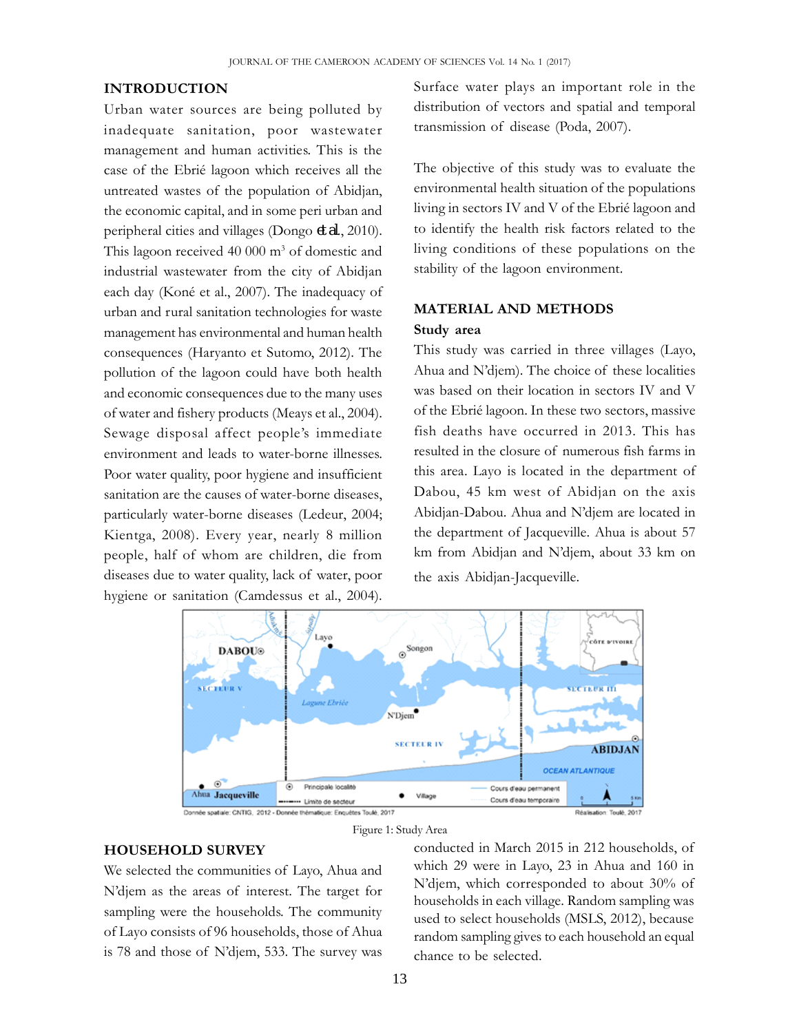## INTRODUCTION

Urban water sources are being polluted by inadequate sanitation, poor wastewater management and human activities. This is the case of the Ebrié lagoon which receives all the untreated wastes of the population of Abidjan, the economic capital, and in some peri urban and peripheral cities and villages (Dongo *et al.*, 2010). This lagoon received 40 000 m$^3$ of domestic and industrial wastewater from the city of Abidjan each day (Koné et al., 2007). The inadequacy of urban and rural sanitation technologies for waste management has environmental and human health consequences (Haryanto et Sutomo, 2012). The pollution of the lagoon could have both health and economic consequences due to the many uses of water and fishery products (Meays et al., 2004). Sewage disposal affect people's immediate environment and leads to water-borne illnesses. Poor water quality, poor hygiene and insufficient sanitation are the causes of water-borne diseases, particularly water-borne diseases (Ledeur, 2004; Kientga, 2008). Every year, nearly 8 million people, half of whom are children, die from diseases due to water quality, lack of water, poor hygiene or sanitation (Camdessus et al., 2004). Surface water plays an important role in the distribution of vectors and spatial and temporal transmission of disease (Poda, 2007).

The objective of this study was to evaluate the environmental health situation of the populations living in sectors IV and V of the Ebrié lagoon and to identify the health risk factors related to the living conditions of these populations on the stability of the lagoon environment.

## MATERIAL AND METHODS

### Study area

This study was carried in three villages (Layo, Ahua and N'djem). The choice of these localities was based on their location in sectors IV and V of the Ebrié lagoon. In these two sectors, massive fish deaths have occurred in 2013. This has resulted in the closure of numerous fish farms in this area. Layo is located in the department of Dabou, 45 km west of Abidjan on the axis Abidjan-Dabou. Ahua and N'djem are located in the department of Jacqueville. Ahua is about 57 km from Abidjan and N'djem, about 33 km on the axis Abidjan-Jacqueville.

Figure 1: Study Area

## HOUSEHOLD SURVEY

We selected the communities of Layo, Ahua and N'djem as the areas of interest. The target for sampling were the households. The community of Layo consists of 96 households, those of Ahua is 78 and those of N'djem, 533. The survey was conducted in March 2015 in 212 households, of which 29 were in Layo, 23 in Ahua and 160 in N'djem, which corresponded to about 30% of households in each village. Random sampling was used to select households (MSLS, 2012), because random sampling gives to each household an equal chance to be selected.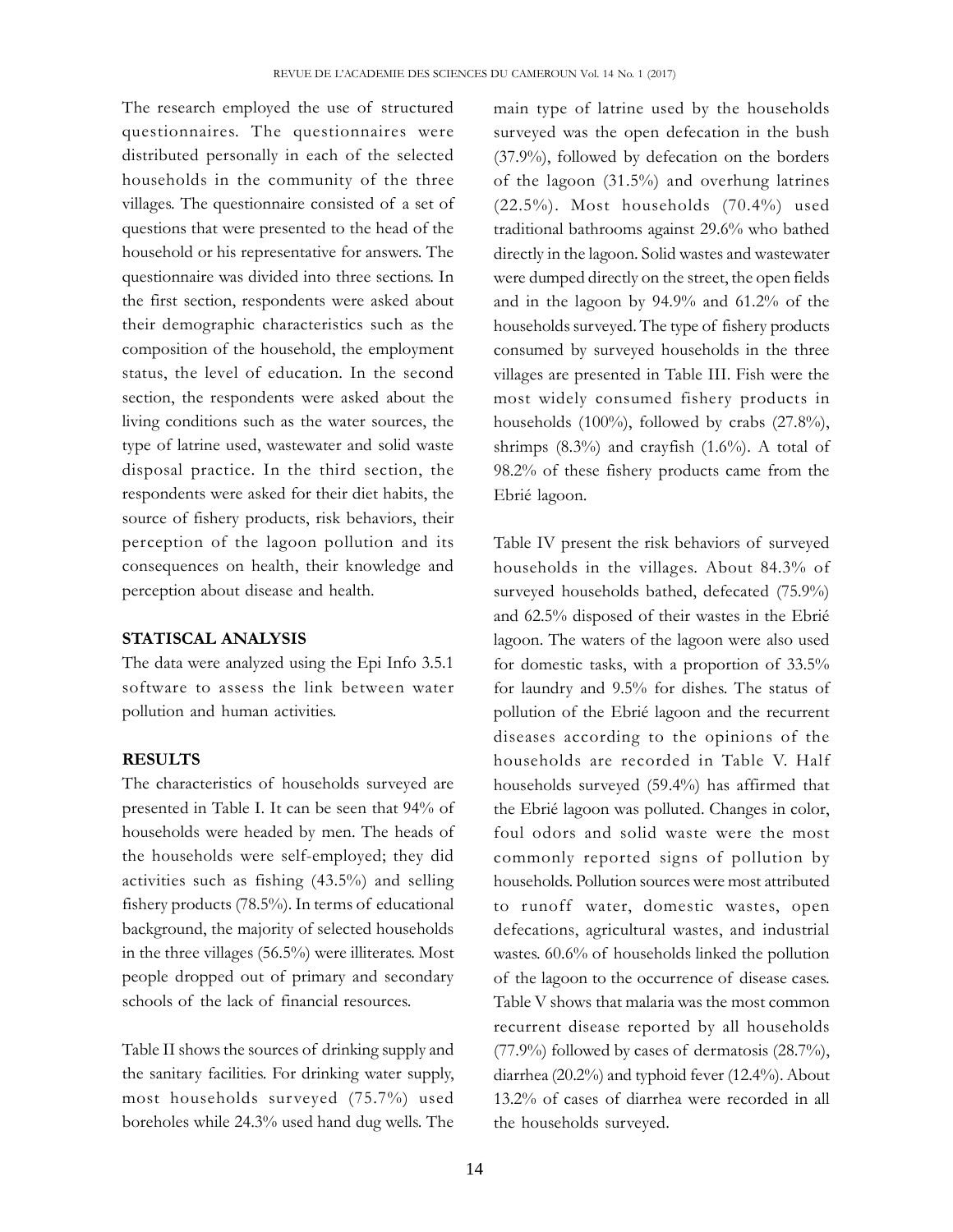The research employed the use of structured questionnaires. The questionnaires were distributed personally in each of the selected households in the community of the three villages. The questionnaire consisted of a set of questions that were presented to the head of the household or his representative for answers. The questionnaire was divided into three sections. In the first section, respondents were asked about their demographic characteristics such as the composition of the household, the employment status, the level of education. In the second section, the respondents were asked about the living conditions such as the water sources, the type of latrine used, wastewater and solid waste disposal practice. In the third section, the respondents were asked for their diet habits, the source of fishery products, risk behaviors, their perception of the lagoon pollution and its consequences on health, their knowledge and perception about disease and health.

**STATISCAL ANALYSIS**

The data were analyzed using the Epi Info 3.5.1 software to assess the link between water pollution and human activities.

**RESULTS**

The characteristics of households surveyed are presented in Table I. It can be seen that 94% of households were headed by men. The heads of the households were self-employed; they did activities such as fishing (43.5%) and selling fishery products (78.5%). In terms of educational background, the majority of selected households in the three villages (56.5%) were illiterates. Most people dropped out of primary and secondary schools of the lack of financial resources.

Table II shows the sources of drinking supply and the sanitary facilities. For drinking water supply, most households surveyed (75.7%) used boreholes while 24.3% used hand dug wells. The main type of latrine used by the households surveyed was the open defecation in the bush (37.9%), followed by defecation on the borders of the lagoon (31.5%) and overhung latrines (22.5%). Most households (70.4%) used traditional bathrooms against 29.6% who bathed directly in the lagoon. Solid wastes and wastewater were dumped directly on the street, the open fields and in the lagoon by 94.9% and 61.2% of the households surveyed. The type of fishery products consumed by surveyed households in the three villages are presented in Table III. Fish were the most widely consumed fishery products in households (100%), followed by crabs (27.8%), shrimps (8.3%) and crayfish (1.6%). A total of 98.2% of these fishery products came from the Ebrié lagoon.

Table IV present the risk behaviors of surveyed households in the villages. About 84.3% of surveyed households bathed, defecated (75.9%) and 62.5% disposed of their wastes in the Ebrié lagoon. The waters of the lagoon were also used for domestic tasks, with a proportion of 33.5% for laundry and 9.5% for dishes. The status of pollution of the Ebrié lagoon and the recurrent diseases according to the opinions of the households are recorded in Table V. Half households surveyed (59.4%) has affirmed that the Ebrié lagoon was polluted. Changes in color, foul odors and solid waste were the most commonly reported signs of pollution by households. Pollution sources were most attributed to runoff water, domestic wastes, open defecations, agricultural wastes, and industrial wastes. 60.6% of households linked the pollution of the lagoon to the occurrence of disease cases. Table V shows that malaria was the most common recurrent disease reported by all households (77.9%) followed by cases of dermatosis (28.7%), diarrhea (20.2%) and typhoid fever (12.4%). About 13.2% of cases of diarrhea were recorded in all the households surveyed.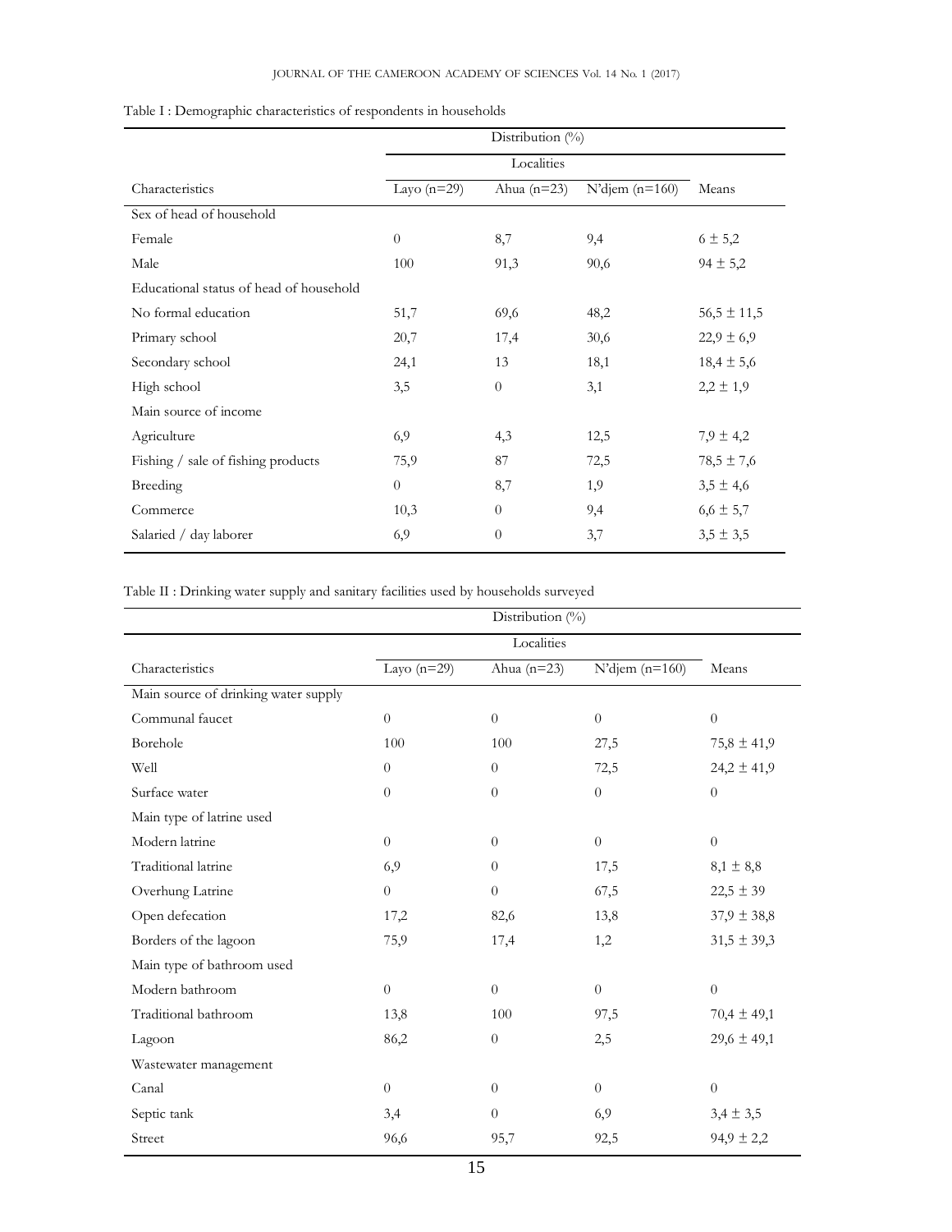Table I : Demographic characteristics of respondents in households

| | Distribution (%) | | | |
|---|---|---|---|---|
| | Localities | | | |
| Characteristics | Layo (n=29) | Ahua (n=23) | N'djem (n=160) | Means |
| Sex of head of household | | | | |
| Female | 0 | 8,7 | 9,4 | 6 ± 5,2 |
| Male | 100 | 91,3 | 90,6 | 94 ± 5,2 |
| Educational status of head of household | | | | |
| No formal education | 51,7 | 69,6 | 48,2 | 56,5 ± 11,5 |
| Primary school | 20,7 | 17,4 | 30,6 | 22,9 ± 6,9 |
| Secondary school | 24,1 | 13 | 18,1 | 18,4 ± 5,6 |
| High school | 3,5 | 0 | 3,1 | 2,2 ± 1,9 |
| Main source of income | | | | |
| Agriculture | 6,9 | 4,3 | 12,5 | 7,9 ± 4,2 |
| Fishing / sale of fishing products | 75,9 | 87 | 72,5 | 78,5 ± 7,6 |
| Breeding | 0 | 8,7 | 1,9 | 3,5 ± 4,6 |
| Commerce | 10,3 | 0 | 9,4 | 6,6 ± 5,7 |
| Salaried / day laborer | 6,9 | 0 | 3,7 | 3,5 ± 3,5 |

Table II : Drinking water supply and sanitary facilities used by households surveyed

| | Distribution (%) | | | |
|---|---|---|---|---|
| | Localities | | | |
| Characteristics | Layo (n=29) | Ahua (n=23) | N'djem (n=160) | Means |
| Main source of drinking water supply | | | | |
| Communal faucet | 0 | 0 | 0 | 0 |
| Borehole | 100 | 100 | 27,5 | 75,8 ± 41,9 |
| Well | 0 | 0 | 72,5 | 24,2 ± 41,9 |
| Surface water | 0 | 0 | 0 | 0 |
| Main type of latrine used | | | | |
| Modern latrine | 0 | 0 | 0 | 0 |
| Traditional latrine | 6,9 | 0 | 17,5 | 8,1 ± 8,8 |
| Overhung Latrine | 0 | 0 | 67,5 | 22,5 ± 39 |
| Open defecation | 17,2 | 82,6 | 13,8 | 37,9 ± 38,8 |
| Borders of the lagoon | 75,9 | 17,4 | 1,2 | 31,5 ± 39,3 |
| Main type of bathroom used | | | | |
| Modern bathroom | 0 | 0 | 0 | 0 |
| Traditional bathroom | 13,8 | 100 | 97,5 | 70,4 ± 49,1 |
| Lagoon | 86,2 | 0 | 2,5 | 29,6 ± 49,1 |
| Wastewater management | | | | |
| Canal | 0 | 0 | 0 | 0 |
| Septic tank | 3,4 | 0 | 6,9 | 3,4 ± 3,5 |
| Street | 96,6 | 95,7 | 92,5 | 94,9 ± 2,2 |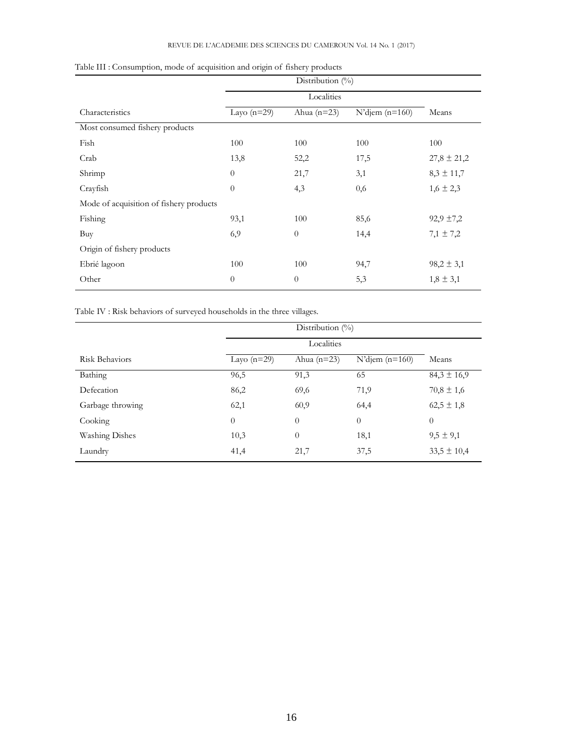Table III : Consumption, mode of acquisition and origin of fishery products

| | Distribution (%) | | | |
|---|---|---|---|---|
| | Localities | | | |
| Characteristics | Layo (n=29) | Ahua (n=23) | N'djem (n=160) | Means |
| Most consumed fishery products | | | | |
| Fish | 100 | 100 | 100 | 100 |
| Crab | 13,8 | 52,2 | 17,5 | 27,8 ± 21,2 |
| Shrimp | 0 | 21,7 | 3,1 | 8,3 ± 11,7 |
| Crayfish | 0 | 4,3 | 0,6 | 1,6 ± 2,3 |
| Mode of acquisition of fishery products | | | | |
| Fishing | 93,1 | 100 | 85,6 | 92,9 ±7,2 |
| Buy | 6,9 | 0 | 14,4 | 7,1 ± 7,2 |
| Origin of fishery products | | | | |
| Ebrié lagoon | 100 | 100 | 94,7 | 98,2 ± 3,1 |
| Other | 0 | 0 | 5,3 | 1,8 ± 3,1 |

Table IV : Risk behaviors of surveyed households in the three villages.

| | Distribution (%) | | | |
|---|---|---|---|---|
| | Localities | | | |
| Risk Behaviors | Layo (n=29) | Ahua (n=23) | N'djem (n=160) | Means |
| Bathing | 96,5 | 91,3 | 65 | 84,3 ± 16,9 |
| Defecation | 86,2 | 69,6 | 71,9 | 70,8 ± 1,6 |
| Garbage throwing | 62,1 | 60,9 | 64,4 | 62,5 ± 1,8 |
| Cooking | 0 | 0 | 0 | 0 |
| Washing Dishes | 10,3 | 0 | 18,1 | 9,5 ± 9,1 |
| Laundry | 41,4 | 21,7 | 37,5 | 33,5 ± 10,4 |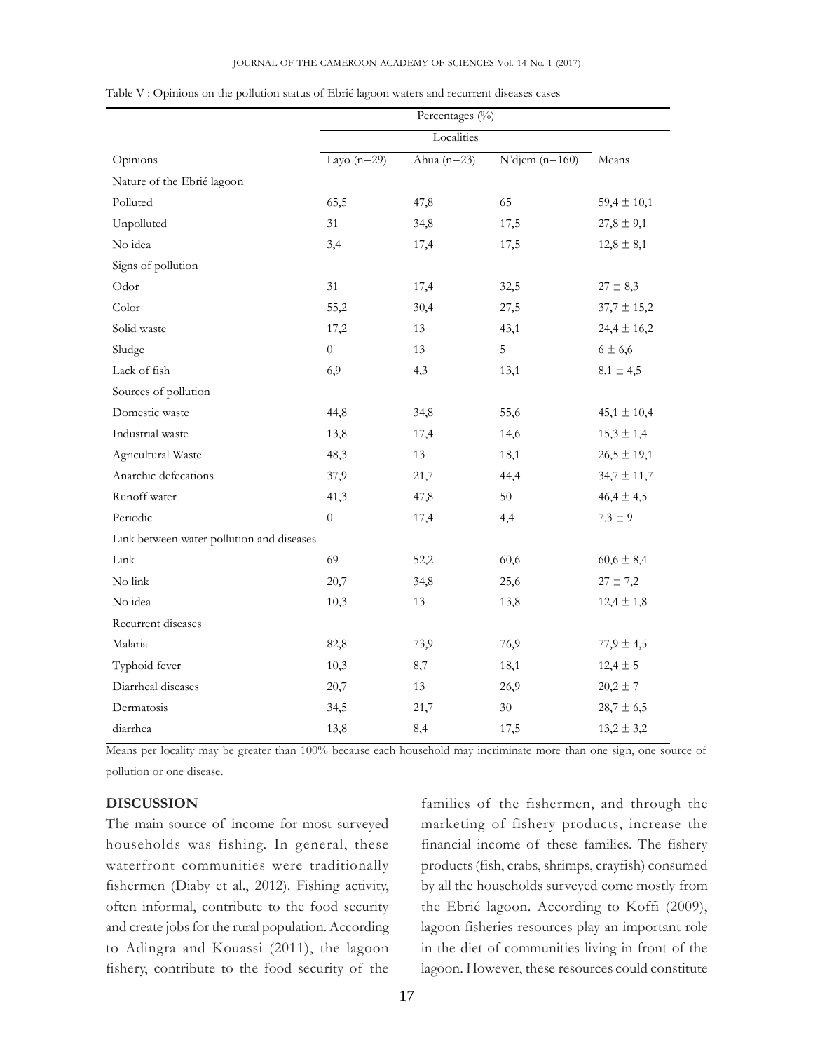Table V : Opinions on the pollution status of Ebrié lagoon waters and recurrent diseases cases

| | Percentages (%) | | | |
|---|---|---|---|---|
| | Localities | | | |
| Opinions | Layo (n=29) | Ahua (n=23) | N'djem (n=160) | Means |
| Nature of the Ebrié lagoon | | | | |
| Polluted | 65,5 | 47,8 | 65 | 59,4 ± 10,1 |
| Unpolluted | 31 | 34,8 | 17,5 | 27,8 ± 9,1 |
| No idea | 3,4 | 17,4 | 17,5 | 12,8 ± 8,1 |
| Signs of pollution | | | | |
| Odor | 31 | 17,4 | 32,5 | 27 ± 8,3 |
| Color | 55,2 | 30,4 | 27,5 | 37,7 ± 15,2 |
| Solid waste | 17,2 | 13 | 43,1 | 24,4 ± 16,2 |
| Sludge | 0 | 13 | 5 | 6 ± 6,6 |
| Lack of fish | 6,9 | 4,3 | 13,1 | 8,1 ± 4,5 |
| Sources of pollution | | | | |
| Domestic waste | 44,8 | 34,8 | 55,6 | 45,1 ± 10,4 |
| Industrial waste | 13,8 | 17,4 | 14,6 | 15,3 ± 1,4 |
| Agricultural Waste | 48,3 | 13 | 18,1 | 26,5 ± 19,1 |
| Anarchic defecations | 37,9 | 21,7 | 44,4 | 34,7 ± 11,7 |
| Runoff water | 41,3 | 47,8 | 50 | 46,4 ± 4,5 |
| Periodic | 0 | 17,4 | 4,4 | 7,3 ± 9 |
| Link between water pollution and diseases | | | | |
| Link | 69 | 52,2 | 60,6 | 60,6 ± 8,4 |
| No link | 20,7 | 34,8 | 25,6 | 27 ± 7,2 |
| No idea | 10,3 | 13 | 13,8 | 12,4 ± 1,8 |
| Recurrent diseases | | | | |
| Malaria | 82,8 | 73,9 | 76,9 | 77,9 ± 4,5 |
| Typhoid fever | 10,3 | 8,7 | 18,1 | 12,4 ± 5 |
| Diarrheal diseases | 20,7 | 13 | 26,9 | 20,2 ± 7 |
| Dermatosis | 34,5 | 21,7 | 30 | 28,7 ± 6,5 |
| diarrhea | 13,8 | 8,4 | 17,5 | 13,2 ± 3,2 |

Means per locality may be greater than 100% because each household may incriminate more than one sign, one source of pollution or one disease.

## DISCUSSION

The main source of income for most surveyed households was fishing. In general, these waterfront communities were traditionally fishermen (Diaby et al., 2012). Fishing activity, often informal, contribute to the food security and create jobs for the rural population. According to Adingra and Kouassi (2011), the lagoon fishery, contribute to the food security of the families of the fishermen, and through the marketing of fishery products, increase the financial income of these families. The fishery products (fish, crabs, shrimps, crayfish) consumed by all the households surveyed come mostly from the Ebrié lagoon. According to Koffi (2009), lagoon fisheries resources play an important role in the diet of communities living in front of the lagoon. However, these resources could constitute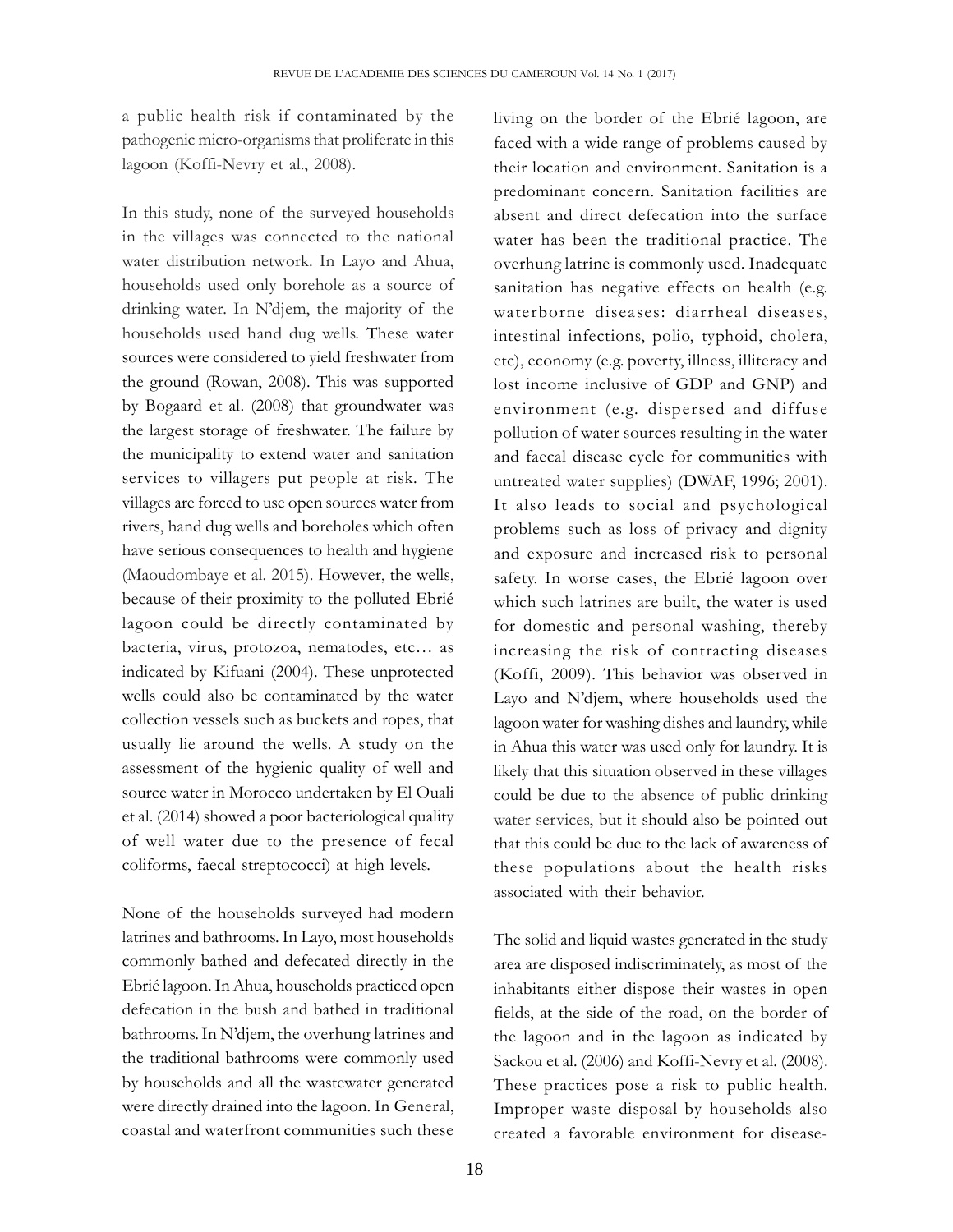a public health risk if contaminated by the pathogenic micro-organisms that proliferate in this lagoon (Koffi-Nevry et al., 2008).

In this study, none of the surveyed households in the villages was connected to the national water distribution network. In Layo and Ahua, households used only borehole as a source of drinking water. In N'djem, the majority of the households used hand dug wells. These water sources were considered to yield freshwater from the ground (Rowan, 2008). This was supported by Bogaard et al. (2008) that groundwater was the largest storage of freshwater. The failure by the municipality to extend water and sanitation services to villagers put people at risk. The villages are forced to use open sources water from rivers, hand dug wells and boreholes which often have serious consequences to health and hygiene (Maoudombaye et al. 2015). However, the wells, because of their proximity to the polluted Ebrié lagoon could be directly contaminated by bacteria, virus, protozoa, nematodes, etc… as indicated by Kifuani (2004). These unprotected wells could also be contaminated by the water collection vessels such as buckets and ropes, that usually lie around the wells. A study on the assessment of the hygienic quality of well and source water in Morocco undertaken by El Ouali et al. (2014) showed a poor bacteriological quality of well water due to the presence of fecal coliforms, faecal streptococci) at high levels.

None of the households surveyed had modern latrines and bathrooms. In Layo, most households commonly bathed and defecated directly in the Ebrié lagoon. In Ahua, households practiced open defecation in the bush and bathed in traditional bathrooms. In N'djem, the overhung latrines and the traditional bathrooms were commonly used by households and all the wastewater generated were directly drained into the lagoon. In General, coastal and waterfront communities such these living on the border of the Ebrié lagoon, are faced with a wide range of problems caused by their location and environment. Sanitation is a predominant concern. Sanitation facilities are absent and direct defecation into the surface water has been the traditional practice. The overhung latrine is commonly used. Inadequate sanitation has negative effects on health (e.g. waterborne diseases: diarrheal diseases, intestinal infections, polio, typhoid, cholera, etc), economy (e.g. poverty, illness, illiteracy and lost income inclusive of GDP and GNP) and environment (e.g. dispersed and diffuse pollution of water sources resulting in the water and faecal disease cycle for communities with untreated water supplies) (DWAF, 1996; 2001). It also leads to social and psychological problems such as loss of privacy and dignity and exposure and increased risk to personal safety. In worse cases, the Ebrié lagoon over which such latrines are built, the water is used for domestic and personal washing, thereby increasing the risk of contracting diseases (Koffi, 2009). This behavior was observed in Layo and N'djem, where households used the lagoon water for washing dishes and laundry, while in Ahua this water was used only for laundry. It is likely that this situation observed in these villages could be due to the absence of public drinking water services, but it should also be pointed out that this could be due to the lack of awareness of these populations about the health risks associated with their behavior.

The solid and liquid wastes generated in the study area are disposed indiscriminately, as most of the inhabitants either dispose their wastes in open fields, at the side of the road, on the border of the lagoon and in the lagoon as indicated by Sackou et al. (2006) and Koffi-Nevry et al. (2008). These practices pose a risk to public health. Improper waste disposal by households also created a favorable environment for disease-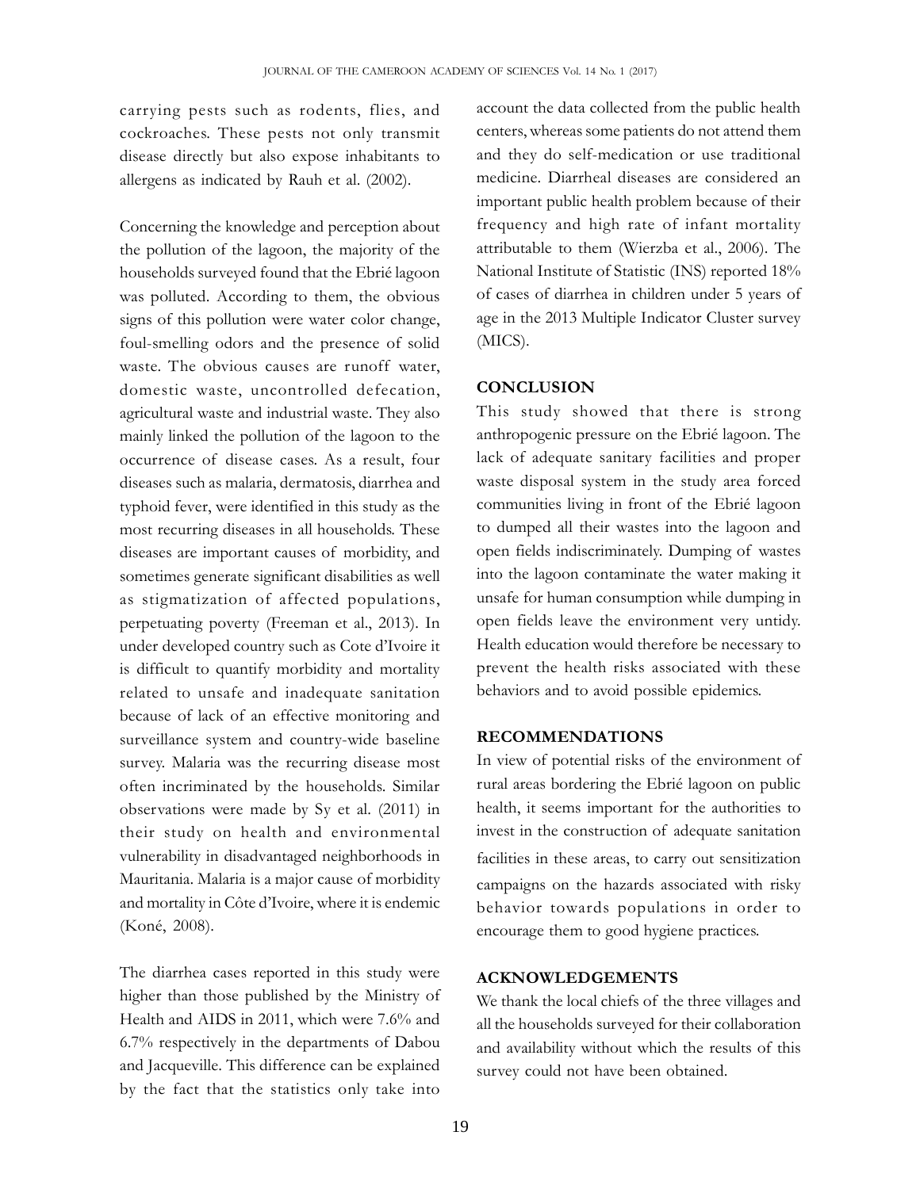carrying pests such as rodents, flies, and cockroaches. These pests not only transmit disease directly but also expose inhabitants to allergens as indicated by Rauh et al. (2002).

Concerning the knowledge and perception about the pollution of the lagoon, the majority of the households surveyed found that the Ebrié lagoon was polluted. According to them, the obvious signs of this pollution were water color change, foul-smelling odors and the presence of solid waste. The obvious causes are runoff water, domestic waste, uncontrolled defecation, agricultural waste and industrial waste. They also mainly linked the pollution of the lagoon to the occurrence of disease cases. As a result, four diseases such as malaria, dermatosis, diarrhea and typhoid fever, were identified in this study as the most recurring diseases in all households. These diseases are important causes of morbidity, and sometimes generate significant disabilities as well as stigmatization of affected populations, perpetuating poverty (Freeman et al., 2013). In under developed country such as Cote d'Ivoire it is difficult to quantify morbidity and mortality related to unsafe and inadequate sanitation because of lack of an effective monitoring and surveillance system and country-wide baseline survey. Malaria was the recurring disease most often incriminated by the households. Similar observations were made by Sy et al. (2011) in their study on health and environmental vulnerability in disadvantaged neighborhoods in Mauritania. Malaria is a major cause of morbidity and mortality in Côte d'Ivoire, where it is endemic (Koné, 2008).

The diarrhea cases reported in this study were higher than those published by the Ministry of Health and AIDS in 2011, which were 7.6% and 6.7% respectively in the departments of Dabou and Jacqueville. This difference can be explained by the fact that the statistics only take into account the data collected from the public health centers, whereas some patients do not attend them and they do self-medication or use traditional medicine. Diarrheal diseases are considered an important public health problem because of their frequency and high rate of infant mortality attributable to them (Wierzba et al., 2006). The National Institute of Statistic (INS) reported 18% of cases of diarrhea in children under 5 years of age in the 2013 Multiple Indicator Cluster survey (MICS).

## CONCLUSION

This study showed that there is strong anthropogenic pressure on the Ebrié lagoon. The lack of adequate sanitary facilities and proper waste disposal system in the study area forced communities living in front of the Ebrié lagoon to dumped all their wastes into the lagoon and open fields indiscriminately. Dumping of wastes into the lagoon contaminate the water making it unsafe for human consumption while dumping in open fields leave the environment very untidy. Health education would therefore be necessary to prevent the health risks associated with these behaviors and to avoid possible epidemics.

## RECOMMENDATIONS

In view of potential risks of the environment of rural areas bordering the Ebrié lagoon on public health, it seems important for the authorities to invest in the construction of adequate sanitation facilities in these areas, to carry out sensitization campaigns on the hazards associated with risky behavior towards populations in order to encourage them to good hygiene practices.

## ACKNOWLEDGEMENTS

We thank the local chiefs of the three villages and all the households surveyed for their collaboration and availability without which the results of this survey could not have been obtained.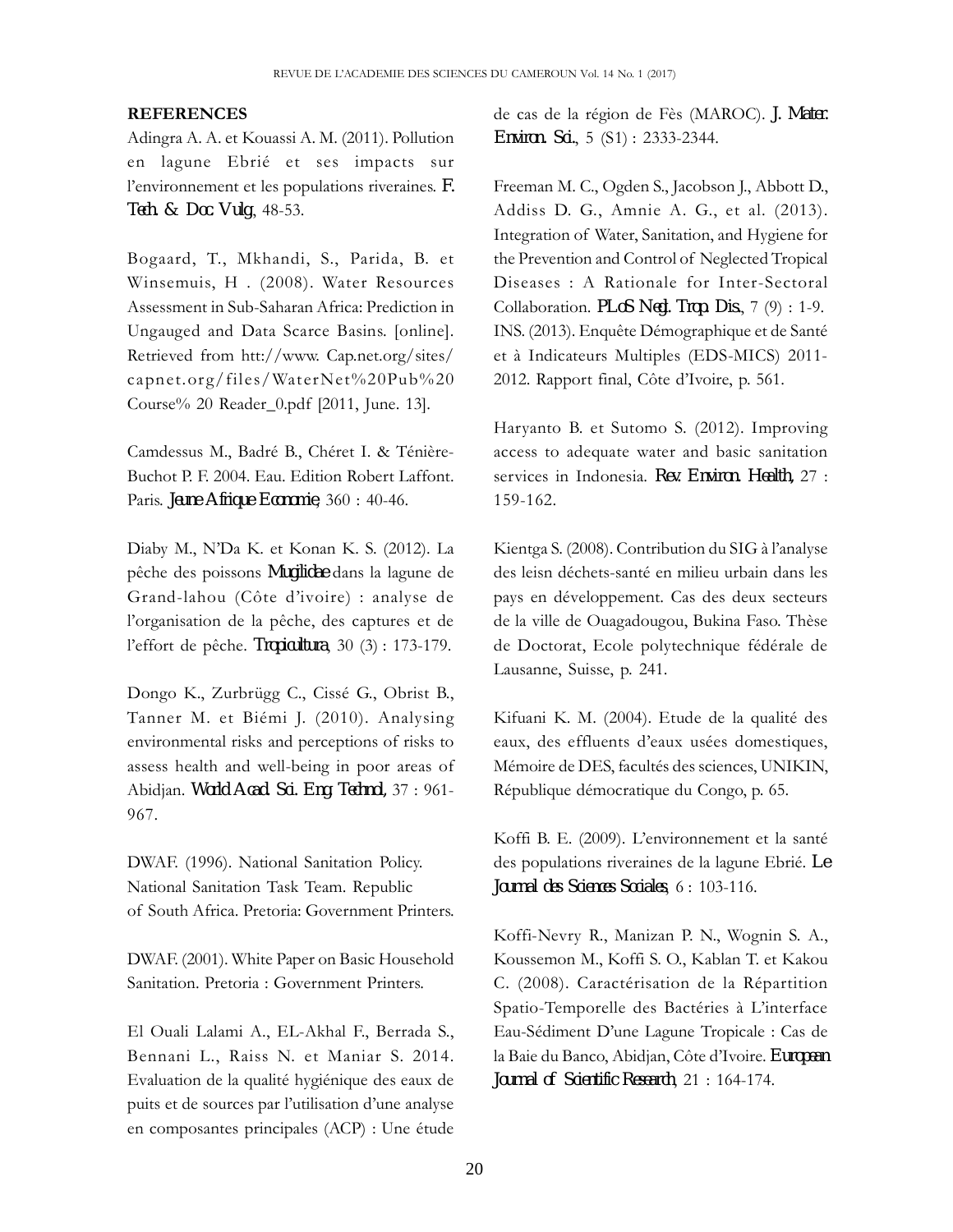**REFERENCES**

Adingra A. A. et Kouassi A. M. (2011). Pollution en lagune Ebrié et ses impacts sur l'environnement et les populations riveraines. *F. Tech. & Doc. Vulg*, 48-53.

Bogaard, T., Mkhandi, S., Parida, B. et Winsemuis, H . (2008). Water Resources Assessment in Sub-Saharan Africa: Prediction in Ungauged and Data Scarce Basins. [online]. Retrieved from htt://www. Cap.net.org/sites/capnet.org/files/WaterNet%20Pub%20 Course% 20 Reader_0.pdf [2011, June. 13].

Camdessus M., Badré B., Chéret I. & Ténière-Buchot P. F. 2004. Eau. Edition Robert Laffont. Paris. *Jeune Afrique Economie*, 360 : 40-46.

Diaby M., N'Da K. et Konan K. S. (2012). La pêche des poissons *Mugilidae* dans la lagune de Grand-lahou (Côte d'ivoire) : analyse de l'organisation de la pêche, des captures et de l'effort de pêche. *Tropicultura*, 30 (3) : 173-179.

Dongo K., Zurbrügg C., Cissé G., Obrist B., Tanner M. et Biémi J. (2010). Analysing environmental risks and perceptions of risks to assess health and well-being in poor areas of Abidjan. *World Acad. Sci. Eng. Technol.*, 37 : 961-967.

DWAF. (1996). National Sanitation Policy. National Sanitation Task Team. Republic of South Africa. Pretoria: Government Printers.

DWAF. (2001). White Paper on Basic Household Sanitation. Pretoria : Government Printers.

El Ouali Lalami A., EL-Akhal F., Berrada S., Bennani L., Raiss N. et Maniar S. 2014. Evaluation de la qualité hygiénique des eaux de puits et de sources par l'utilisation d'une analyse en composantes principales (ACP) : Une étude de cas de la région de Fès (MAROC). *J. Mater. Environ. Sci.*, 5 (S1) : 2333-2344.

Freeman M. C., Ogden S., Jacobson J., Abbott D., Addiss D. G., Amnie A. G., et al. (2013). Integration of Water, Sanitation, and Hygiene for the Prevention and Control of Neglected Tropical Diseases : A Rationale for Inter-Sectoral Collaboration. *PLoS Negl. Trop. Dis.*, 7 (9) : 1-9.

INS. (2013). Enquête Démographique et de Santé et à Indicateurs Multiples (EDS-MICS) 2011-2012. Rapport final, Côte d'Ivoire, p. 561.

Haryanto B. et Sutomo S. (2012). Improving access to adequate water and basic sanitation services in Indonesia. *Rev. Environ. Health*, 27 : 159-162.

Kientga S. (2008). Contribution du SIG à l'analyse des leisn déchets-santé en milieu urbain dans les pays en développement. Cas des deux secteurs de la ville de Ouagadougou, Bukina Faso. Thèse de Doctorat, Ecole polytechnique fédérale de Lausanne, Suisse, p. 241.

Kifuani K. M. (2004). Etude de la qualité des eaux, des effluents d'eaux usées domestiques, Mémoire de DES, facultés des sciences, UNIKIN, République démocratique du Congo, p. 65.

Koffi B. E. (2009). L'environnement et la santé des populations riveraines de la lagune Ebrié. *Le Journal des Sciences Sociales*, 6 : 103-116.

Koffi-Nevry R., Manizan P. N., Wognin S. A., Koussemon M., Koffi S. O., Kablan T. et Kakou C. (2008). Caractérisation de la Répartition Spatio-Temporelle des Bactéries à L'interface Eau-Sédiment D'une Lagune Tropicale : Cas de la Baie du Banco, Abidjan, Côte d'Ivoire. *European Journal of Scientific Research*, 21 : 164-174.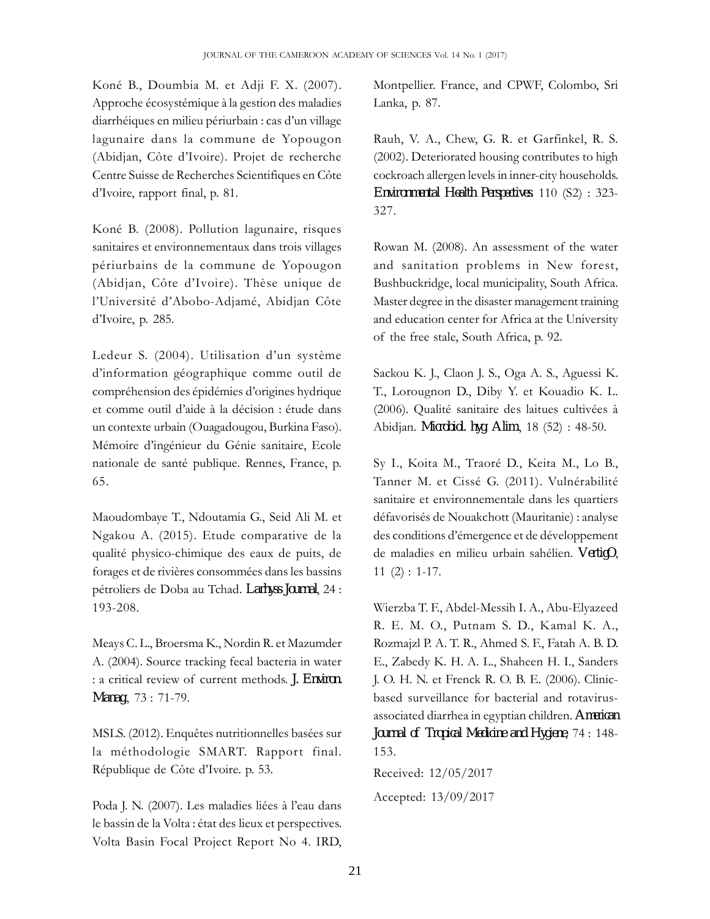Koné B., Doumbia M. et Adji F. X. (2007). Approche écosystémique à la gestion des maladies diarrhéiques en milieu périurbain : cas d'un village lagunaire dans la commune de Yopougon (Abidjan, Côte d'Ivoire). Projet de recherche Centre Suisse de Recherches Scientifiques en Côte d'Ivoire, rapport final, p. 81.

Koné B. (2008). Pollution lagunaire, risques sanitaires et environnementaux dans trois villages périurbains de la commune de Yopougon (Abidjan, Côte d'Ivoire). Thèse unique de l'Université d'Abobo-Adjamé, Abidjan Côte d'Ivoire, p. 285.

Ledeur S. (2004). Utilisation d'un système d'information géographique comme outil de compréhension des épidémies d'origines hydrique et comme outil d'aide à la décision : étude dans un contexte urbain (Ouagadougou, Burkina Faso). Mémoire d'ingénieur du Génie sanitaire, Ecole nationale de santé publique. Rennes, France, p. 65.

Maoudombaye T., Ndoutamia G., Seid Ali M. et Ngakou A. (2015). Etude comparative de la qualité physico-chimique des eaux de puits, de forages et de rivières consommées dans les bassins pétroliers de Doba au Tchad. *Larhyss Journal*, 24 : 193-208.

Meays C. L., Broersma K., Nordin R. et Mazumder A. (2004). Source tracking fecal bacteria in water : a critical review of current methods. *J. Environ. Manag*, 73 : 71-79.

MSLS. (2012). Enquêtes nutritionnelles basées sur la méthodologie SMART. Rapport final. République de Côte d'Ivoire. p. 53.

Poda J. N. (2007). Les maladies liées à l'eau dans le bassin de la Volta : état des lieux et perspectives. Volta Basin Focal Project Report No 4. IRD, Montpellier. France, and CPWF, Colombo, Sri Lanka, p. 87.

Rauh, V. A., Chew, G. R. et Garfinkel, R. S. (2002). Deteriorated housing contributes to high cockroach allergen levels in inner-city households. *Environmental Health Perspectives.* 110 (S2) : 323-327.

Rowan M. (2008). An assessment of the water and sanitation problems in New forest, Bushbuckridge, local municipality, South Africa. Master degree in the disaster management training and education center for Africa at the University of the free stale, South Africa, p. 92.

Sackou K. J., Claon J. S., Oga A. S., Aguessi K. T., Lorougnon D., Diby Y. et Kouadio K. L. (2006). Qualité sanitaire des laitues cultivées à Abidjan. *Microbiol. hyg. Alim*, 18 (52) : 48-50.

Sy I., Koita M., Traoré D., Keita M., Lo B., Tanner M. et Cissé G. (2011). Vulnérabilité sanitaire et environnementale dans les quartiers défavorisés de Nouakchott (Mauritanie) : analyse des conditions d'émergence et de développement de maladies en milieu urbain sahélien. *VertigO*, 11 (2) : 1-17.

Wierzba T. F., Abdel-Messih I. A., Abu-Elyazeed R. E. M. O., Putnam S. D., Kamal K. A., Rozmajzl P. A. T. R., Ahmed S. F., Fatah A. B. D. E., Zabedy K. H. A. L., Shaheen H. I., Sanders J. O. H. N. et Frenck R. O. B. E. (2006). Clinic-based surveillance for bacterial and rotavirus-associated diarrhea in egyptian children. *American Journal of Tropical Medicine and Hygiene*, 74 : 148-153.

Received: 12/05/2017

Accepted: 13/09/2017